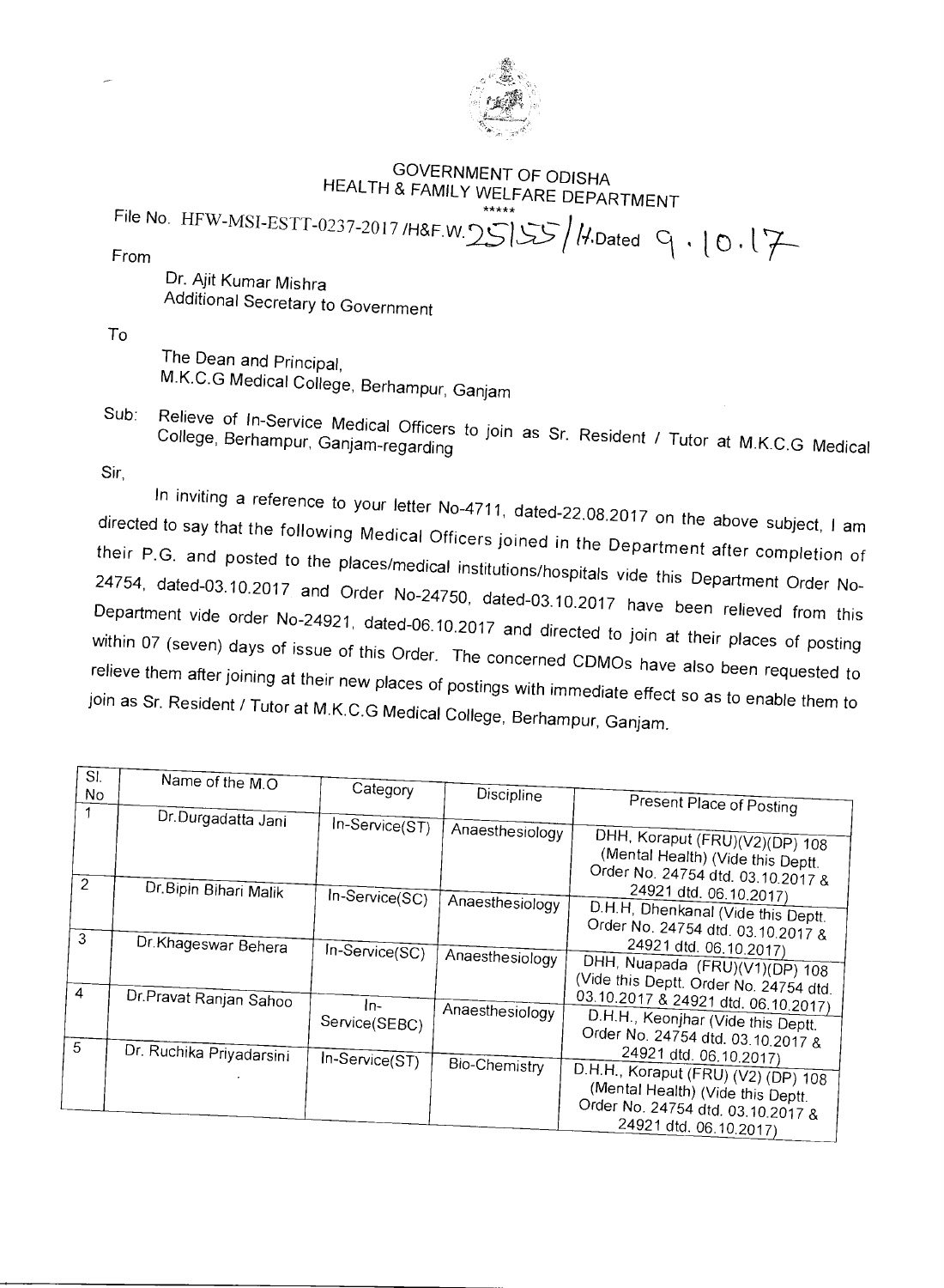# GOVERNMENT OF ODISHA
## HEALTH & FAMILY WELFARE DEPARTMENT

\*\*\*\*\*

File No. HFW-MSI-ESTT-0237-2017 /H&F.W. 25155 /H. Dated 9.10.17

From

Dr. Ajit Kumar Mishra
Additional Secretary to Government

To

The Dean and Principal,
M.K.C.G Medical College, Berhampur, Ganjam

Sub: Relieve of In-Service Medical Officers to join as Sr. Resident / Tutor at M.K.C.G Medical College, Berhampur, Ganjam-regarding

Sir,

In inviting a reference to your letter No-4711, dated-22.08.2017 on the above subject, I am directed to say that the following Medical Officers joined in the Department after completion of their P.G. and posted to the places/medical institutions/hospitals vide this Department Order No-24754, dated-03.10.2017 and Order No-24750, dated-03.10.2017 have been relieved from this Department vide order No-24921, dated-06.10.2017 and directed to join at their places of posting within 07 (seven) days of issue of this Order. The concerned CDMOs have also been requested to relieve them after joining at their new places of postings with immediate effect so as to enable them to join as Sr. Resident / Tutor at M.K.C.G Medical College, Berhampur, Ganjam.

| Sl. No | Name of the M.O | Category | Discipline | Present Place of Posting |
|---|---|---|---|---|
| 1 | Dr.Durgadatta Jani | In-Service(ST) | Anaesthesiology | DHH, Koraput (FRU)(V2)(DP) 108 (Mental Health) (Vide this Deptt. Order No. 24754 dtd. 03.10.2017 & 24921 dtd. 06.10.2017) |
| 2 | Dr.Bipin Bihari Malik | In-Service(SC) | Anaesthesiology | D.H.H, Dhenkanal (Vide this Deptt. Order No. 24754 dtd. 03.10.2017 & 24921 dtd. 06.10.2017) |
| 3 | Dr.Khageswar Behera | In-Service(SC) | Anaesthesiology | DHH, Nuapada (FRU)(V1)(DP) 108 (Vide this Deptt. Order No. 24754 dtd. 03.10.2017 & 24921 dtd. 06.10.2017) |
| 4 | Dr.Pravat Ranjan Sahoo | In-Service(SEBC) | Anaesthesiology | D.H.H., Keonjhar (Vide this Deptt. Order No. 24754 dtd. 03.10.2017 & 24921 dtd. 06.10.2017) |
| 5 | Dr. Ruchika Priyadarsini | In-Service(ST) | Bio-Chemistry | D.H.H., Koraput (FRU) (V2) (DP) 108 (Mental Health) (Vide this Deptt. Order No. 24754 dtd. 03.10.2017 & 24921 dtd. 06.10.2017) |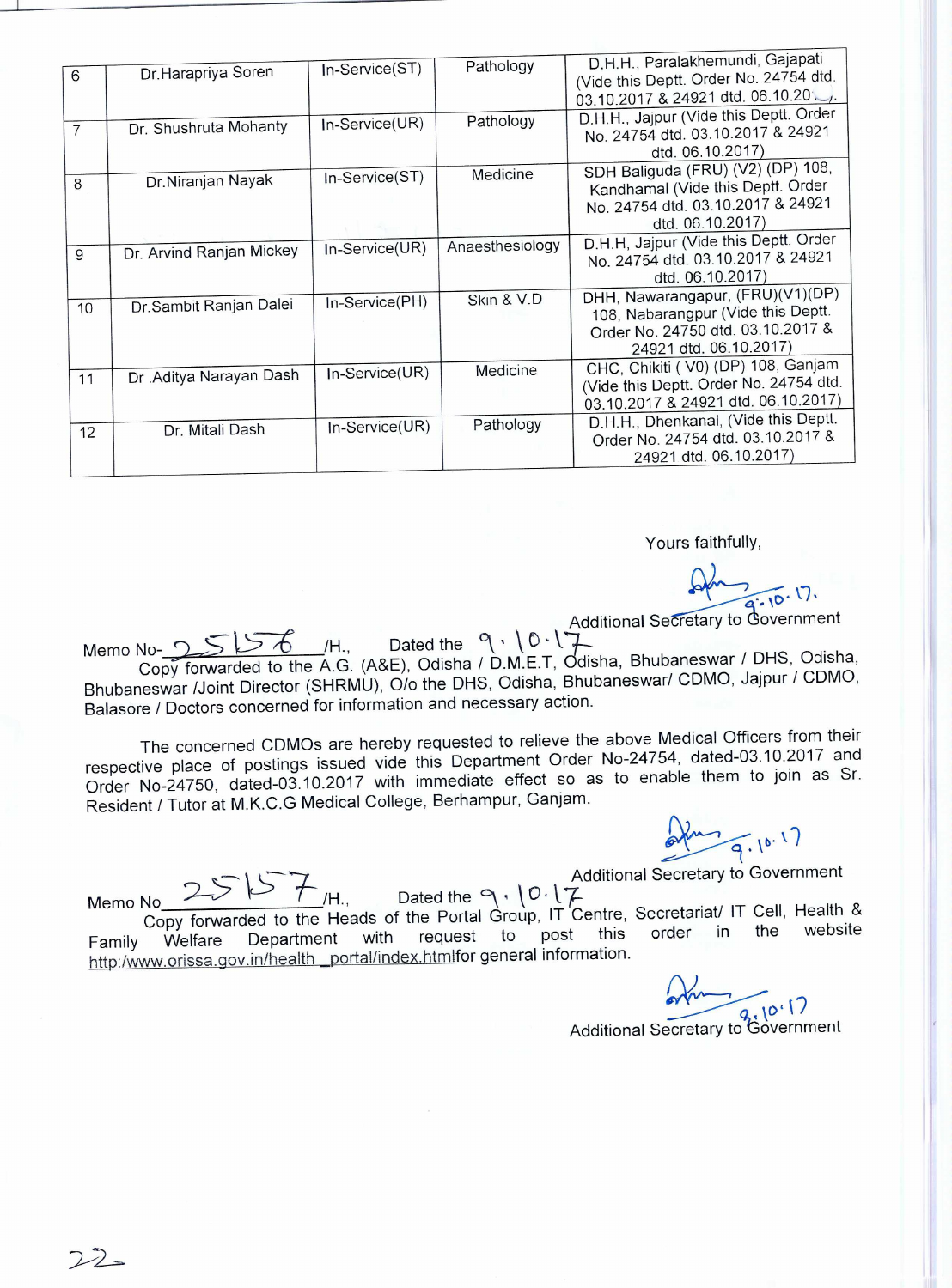| | | | | |
|---|---|---|---|---|
| 6 | Dr.Harapriya Soren | In-Service(ST) | Pathology | D.H.H., Paralakhemundi, Gajapati (Vide this Deptt. Order No. 24754 dtd. 03.10.2017 & 24921 dtd. 06.10.2017). |
| 7 | Dr. Shushruta Mohanty | In-Service(UR) | Pathology | D.H.H., Jajpur (Vide this Deptt. Order No. 24754 dtd. 03.10.2017 & 24921 dtd. 06.10.2017) |
| 8 | Dr.Niranjan Nayak | In-Service(ST) | Medicine | SDH Baliguda (FRU) (V2) (DP) 108, Kandhamal (Vide this Deptt. Order No. 24754 dtd. 03.10.2017 & 24921 dtd. 06.10.2017) |
| 9 | Dr. Arvind Ranjan Mickey | In-Service(UR) | Anaesthesiology | D.H.H, Jajpur (Vide this Deptt. Order No. 24754 dtd. 03.10.2017 & 24921 dtd. 06.10.2017) |
| 10 | Dr.Sambit Ranjan Dalei | In-Service(PH) | Skin & V.D | DHH, Nawarangapur, (FRU)(V1)(DP) 108, Nabarangpur (Vide this Deptt. Order No. 24750 dtd. 03.10.2017 & 24921 dtd. 06.10.2017) |
| 11 | Dr .Aditya Narayan Dash | In-Service(UR) | Medicine | CHC, Chikiti ( V0) (DP) 108, Ganjam (Vide this Deptt. Order No. 24754 dtd. 03.10.2017 & 24921 dtd. 06.10.2017) |
| 12 | Dr. Mitali Dash | In-Service(UR) | Pathology | D.H.H., Dhenkanal, (Vide this Deptt. Order No. 24754 dtd. 03.10.2017 & 24921 dtd. 06.10.2017) |

Yours faithfully,

9.10.17.
Additional Secretary to Government

Memo No- 25156 /H., Dated the 9.10.17

Copy forwarded to the A.G. (A&E), Odisha / D.M.E.T, Odisha, Bhubaneswar / DHS, Odisha, Bhubaneswar /Joint Director (SHRMU), O/o the DHS, Odisha, Bhubaneswar/ CDMO, Jajpur / CDMO, Balasore / Doctors concerned for information and necessary action.

The concerned CDMOs are hereby requested to relieve the above Medical Officers from their respective place of postings issued vide this Department Order No-24754, dated-03.10.2017 and Order No-24750, dated-03.10.2017 with immediate effect so as to enable them to join as Sr. Resident / Tutor at M.K.C.G Medical College, Berhampur, Ganjam.

9.10.17
Additional Secretary to Government

Memo No 25157 /H., Dated the 9.10.17

Copy forwarded to the Heads of the Portal Group, IT Centre, Secretariat/ IT Cell, Health & Family Welfare Department with request to post this order in the website http:/www.orissa.gov.in/health _portal/index.htmlfor general information.

9.10.17
Additional Secretary to Government